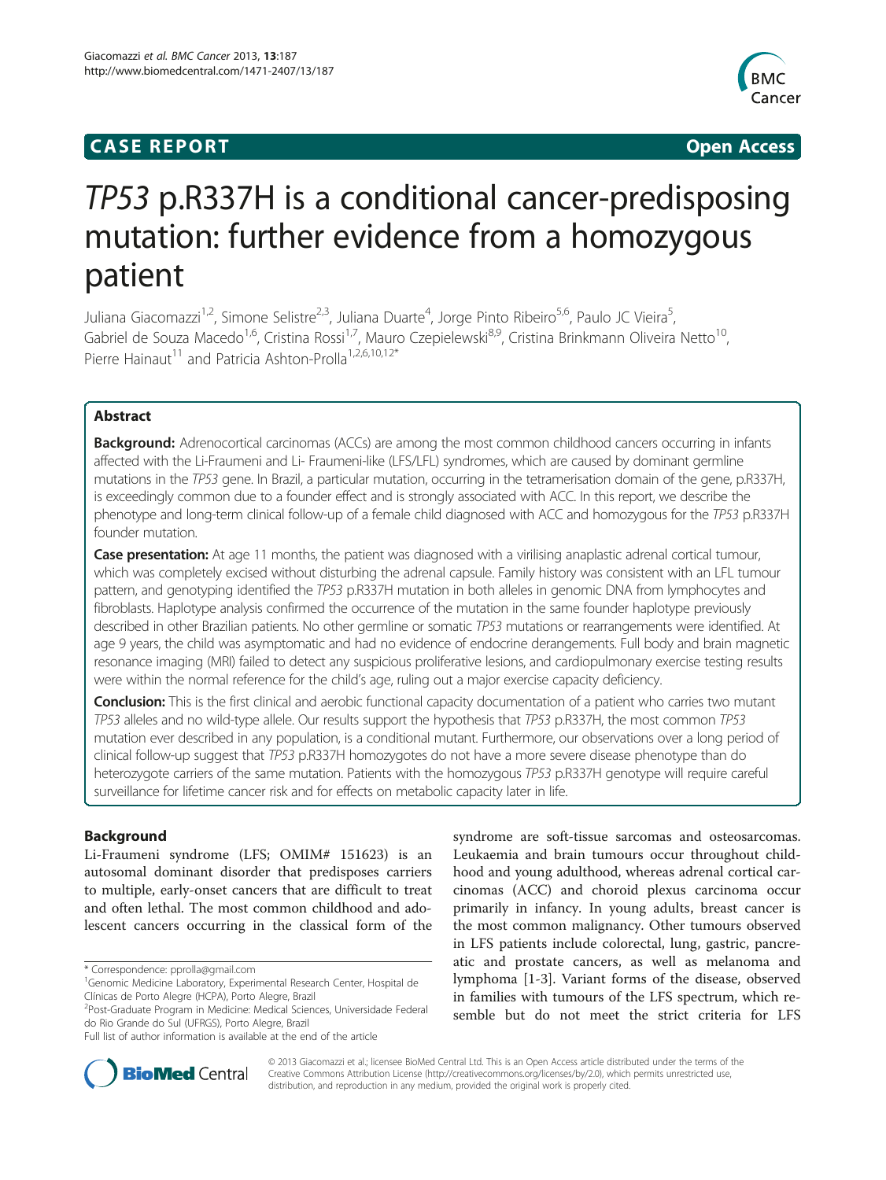**CASE REPORT** **Open Access**

# *TP53* p.R337H is a conditional cancer-predisposing mutation: further evidence from a homozygous patient

Juliana Giacomazzi[1,2], Simone Selistre[2,3], Juliana Duarte[4], Jorge Pinto Ribeiro[5,6], Paulo JC Vieira[5], Gabriel de Souza Macedo[1,6], Cristina Rossi[1,7], Mauro Czepielewski[8,9], Cristina Brinkmann Oliveira Netto[10], Pierre Hainaut[11] and Patricia Ashton-Prolla[1,2,6,10,12*]

## Abstract

**Background:** Adrenocortical carcinomas (ACCs) are among the most common childhood cancers occurring in infants affected with the Li-Fraumeni and Li- Fraumeni-like (LFS/LFL) syndromes, which are caused by dominant germline mutations in the *TP53* gene. In Brazil, a particular mutation, occurring in the tetramerisation domain of the gene, p.R337H, is exceedingly common due to a founder effect and is strongly associated with ACC. In this report, we describe the phenotype and long-term clinical follow-up of a female child diagnosed with ACC and homozygous for the *TP53* p.R337H founder mutation.

**Case presentation:** At age 11 months, the patient was diagnosed with a virilising anaplastic adrenal cortical tumour, which was completely excised without disturbing the adrenal capsule. Family history was consistent with an LFL tumour pattern, and genotyping identified the *TP53* p.R337H mutation in both alleles in genomic DNA from lymphocytes and fibroblasts. Haplotype analysis confirmed the occurrence of the mutation in the same founder haplotype previously described in other Brazilian patients. No other germline or somatic *TP53* mutations or rearrangements were identified. At age 9 years, the child was asymptomatic and had no evidence of endocrine derangements. Full body and brain magnetic resonance imaging (MRI) failed to detect any suspicious proliferative lesions, and cardiopulmonary exercise testing results were within the normal reference for the child's age, ruling out a major exercise capacity deficiency.

**Conclusion:** This is the first clinical and aerobic functional capacity documentation of a patient who carries two mutant *TP53* alleles and no wild-type allele. Our results support the hypothesis that *TP53* p.R337H, the most common *TP53* mutation ever described in any population, is a conditional mutant. Furthermore, our observations over a long period of clinical follow-up suggest that *TP53* p.R337H homozygotes do not have a more severe disease phenotype than do heterozygote carriers of the same mutation. Patients with the homozygous *TP53* p.R337H genotype will require careful surveillance for lifetime cancer risk and for effects on metabolic capacity later in life.

## Background

Li-Fraumeni syndrome (LFS; OMIM# 151623) is an autosomal dominant disorder that predisposes carriers to multiple, early-onset cancers that are difficult to treat and often lethal. The most common childhood and adolescent cancers occurring in the classical form of the syndrome are soft-tissue sarcomas and osteosarcomas. Leukaemia and brain tumours occur throughout childhood and young adulthood, whereas adrenal cortical carcinomas (ACC) and choroid plexus carcinoma occur primarily in infancy. In young adults, breast cancer is the most common malignancy. Other tumours observed in LFS patients include colorectal, lung, gastric, pancreatic and prostate cancers, as well as melanoma and lymphoma [1-3]. Variant forms of the disease, observed in families with tumours of the LFS spectrum, which resemble but do not meet the strict criteria for LFS

\* Correspondence: pprolla@gmail.com
[1]Genomic Medicine Laboratory, Experimental Research Center, Hospital de Clínicas de Porto Alegre (HCPA), Porto Alegre, Brazil
[2]Post-Graduate Program in Medicine: Medical Sciences, Universidade Federal do Rio Grande do Sul (UFRGS), Porto Alegre, Brazil
Full list of author information is available at the end of the article

© 2013 Giacomazzi et al.; licensee BioMed Central Ltd. This is an Open Access article distributed under the terms of the Creative Commons Attribution License (http://creativecommons.org/licenses/by/2.0), which permits unrestricted use, distribution, and reproduction in any medium, provided the original work is properly cited.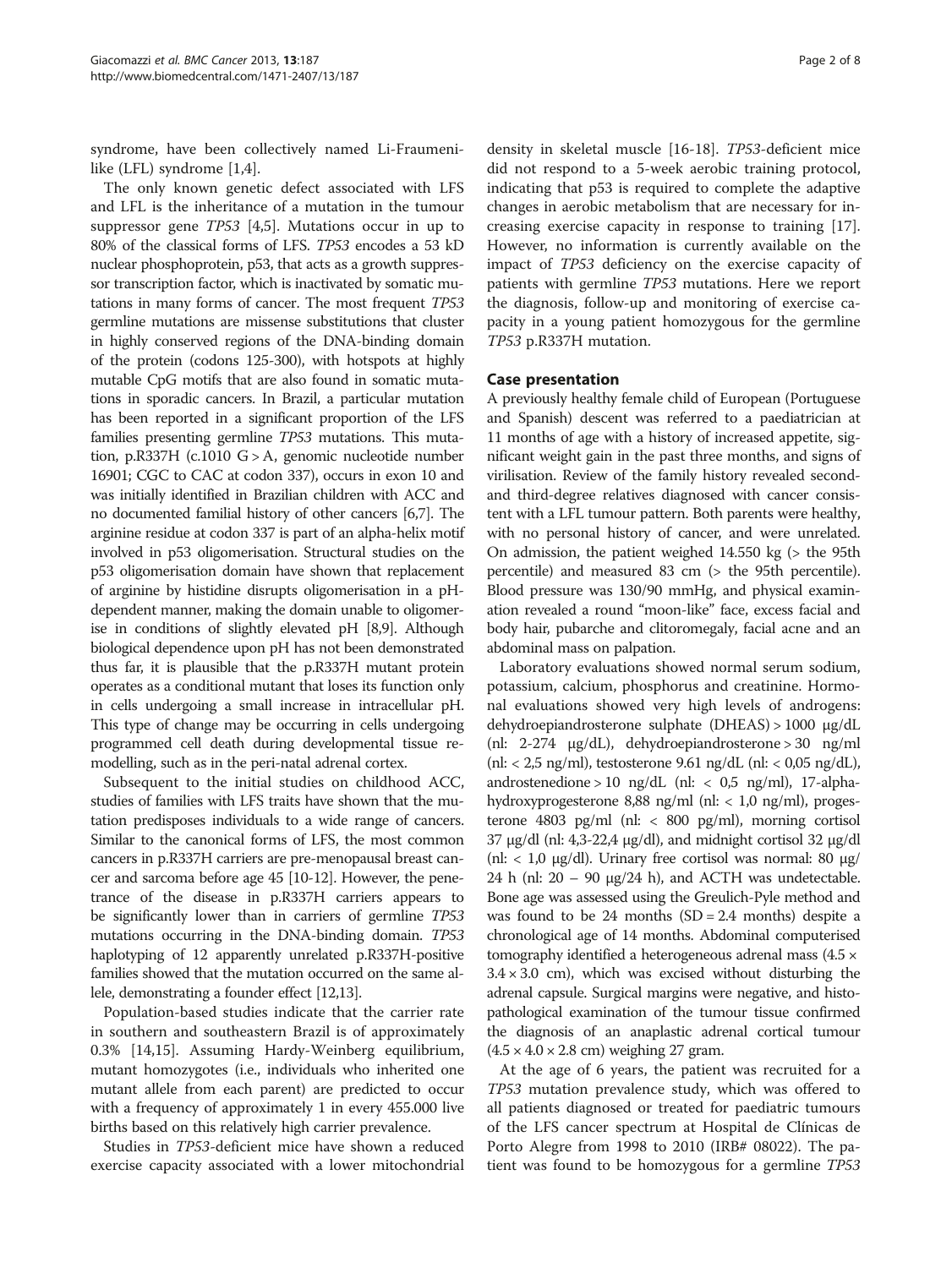syndrome, have been collectively named Li-Fraumeni-like (LFL) syndrome [1,4].

The only known genetic defect associated with LFS and LFL is the inheritance of a mutation in the tumour suppressor gene *TP53* [4,5]. Mutations occur in up to 80% of the classical forms of LFS. *TP53* encodes a 53 kD nuclear phosphoprotein, p53, that acts as a growth suppressor transcription factor, which is inactivated by somatic mutations in many forms of cancer. The most frequent *TP53* germline mutations are missense substitutions that cluster in highly conserved regions of the DNA-binding domain of the protein (codons 125-300), with hotspots at highly mutable CpG motifs that are also found in somatic mutations in sporadic cancers. In Brazil, a particular mutation has been reported in a significant proportion of the LFS families presenting germline *TP53* mutations. This mutation, p.R337H (c.1010 G > A, genomic nucleotide number 16901; CGC to CAC at codon 337), occurs in exon 10 and was initially identified in Brazilian children with ACC and no documented familial history of other cancers [6,7]. The arginine residue at codon 337 is part of an alpha-helix motif involved in p53 oligomerisation. Structural studies on the p53 oligomerisation domain have shown that replacement of arginine by histidine disrupts oligomerisation in a pH-dependent manner, making the domain unable to oligomerise in conditions of slightly elevated pH [8,9]. Although biological dependence upon pH has not been demonstrated thus far, it is plausible that the p.R337H mutant protein operates as a conditional mutant that loses its function only in cells undergoing a small increase in intracellular pH. This type of change may be occurring in cells undergoing programmed cell death during developmental tissue remodelling, such as in the peri-natal adrenal cortex.

Subsequent to the initial studies on childhood ACC, studies of families with LFS traits have shown that the mutation predisposes individuals to a wide range of cancers. Similar to the canonical forms of LFS, the most common cancers in p.R337H carriers are pre-menopausal breast cancer and sarcoma before age 45 [10-12]. However, the penetrance of the disease in p.R337H carriers appears to be significantly lower than in carriers of germline *TP53* mutations occurring in the DNA-binding domain. *TP53* haplotyping of 12 apparently unrelated p.R337H-positive families showed that the mutation occurred on the same allele, demonstrating a founder effect [12,13].

Population-based studies indicate that the carrier rate in southern and southeastern Brazil is of approximately 0.3% [14,15]. Assuming Hardy-Weinberg equilibrium, mutant homozygotes (i.e., individuals who inherited one mutant allele from each parent) are predicted to occur with a frequency of approximately 1 in every 455.000 live births based on this relatively high carrier prevalence.

Studies in *TP53*-deficient mice have shown a reduced exercise capacity associated with a lower mitochondrial density in skeletal muscle [16-18]. *TP53*-deficient mice did not respond to a 5-week aerobic training protocol, indicating that p53 is required to complete the adaptive changes in aerobic metabolism that are necessary for increasing exercise capacity in response to training [17]. However, no information is currently available on the impact of *TP53* deficiency on the exercise capacity of patients with germline *TP53* mutations. Here we report the diagnosis, follow-up and monitoring of exercise capacity in a young patient homozygous for the germline *TP53* p.R337H mutation.

## Case presentation

A previously healthy female child of European (Portuguese and Spanish) descent was referred to a paediatrician at 11 months of age with a history of increased appetite, significant weight gain in the past three months, and signs of virilisation. Review of the family history revealed second- and third-degree relatives diagnosed with cancer consistent with a LFL tumour pattern. Both parents were healthy, with no personal history of cancer, and were unrelated. On admission, the patient weighed 14.550 kg (> the 95th percentile) and measured 83 cm (> the 95th percentile). Blood pressure was 130/90 mmHg, and physical examination revealed a round "moon-like" face, excess facial and body hair, pubarche and clitoromegaly, facial acne and an abdominal mass on palpation.

Laboratory evaluations showed normal serum sodium, potassium, calcium, phosphorus and creatinine. Hormonal evaluations showed very high levels of androgens: dehydroepiandrosterone sulphate (DHEAS) > 1000 μg/dL (nl: 2-274 μg/dL), dehydroepiandrosterone > 30 ng/ml (nl: < 2,5 ng/ml), testosterone 9.61 ng/dL (nl: < 0,05 ng/dL), androstenedione > 10 ng/dL (nl: < 0,5 ng/ml), 17-alpha-hydroxyprogesterone 8,88 ng/ml (nl: < 1,0 ng/ml), progesterone 4803 pg/ml (nl: < 800 pg/ml), morning cortisol 37 μg/dl (nl: 4,3-22,4 μg/dl), and midnight cortisol 32 μg/dl (nl: < 1,0 μg/dl). Urinary free cortisol was normal: 80 μg/24 h (nl: 20 – 90 μg/24 h), and ACTH was undetectable. Bone age was assessed using the Greulich-Pyle method and was found to be 24 months (SD = 2.4 months) despite a chronological age of 14 months. Abdominal computerised tomography identified a heterogeneous adrenal mass (4.5 × 3.4 × 3.0 cm), which was excised without disturbing the adrenal capsule. Surgical margins were negative, and histopathological examination of the tumour tissue confirmed the diagnosis of an anaplastic adrenal cortical tumour (4.5 × 4.0 × 2.8 cm) weighing 27 gram.

At the age of 6 years, the patient was recruited for a *TP53* mutation prevalence study, which was offered to all patients diagnosed or treated for paediatric tumours of the LFS cancer spectrum at Hospital de Clínicas de Porto Alegre from 1998 to 2010 (IRB# 08022). The patient was found to be homozygous for a germline *TP53*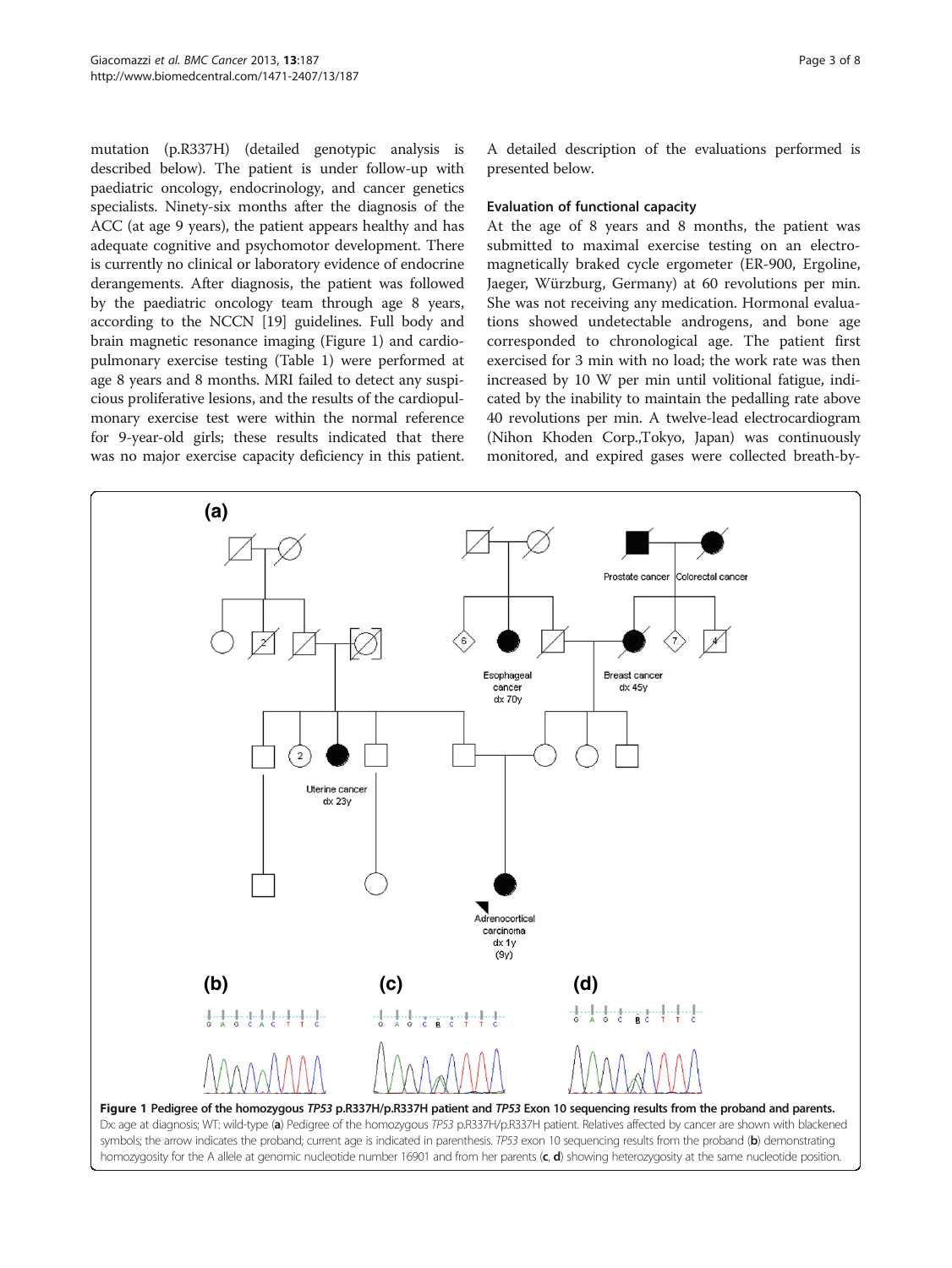mutation (p.R337H) (detailed genotypic analysis is described below). The patient is under follow-up with paediatric oncology, endocrinology, and cancer genetics specialists. Ninety-six months after the diagnosis of the ACC (at age 9 years), the patient appears healthy and has adequate cognitive and psychomotor development. There is currently no clinical or laboratory evidence of endocrine derangements. After diagnosis, the patient was followed by the paediatric oncology team through age 8 years, according to the NCCN [19] guidelines. Full body and brain magnetic resonance imaging (Figure 1) and cardiopulmonary exercise testing (Table 1) were performed at age 8 years and 8 months. MRI failed to detect any suspicious proliferative lesions, and the results of the cardiopulmonary exercise test were within the normal reference for 9-year-old girls; these results indicated that there was no major exercise capacity deficiency in this patient. A detailed description of the evaluations performed is presented below.

### Evaluation of functional capacity

At the age of 8 years and 8 months, the patient was submitted to maximal exercise testing on an electromagnetically braked cycle ergometer (ER-900, Ergoline, Jaeger, Würzburg, Germany) at 60 revolutions per min. She was not receiving any medication. Hormonal evaluations showed undetectable androgens, and bone age corresponded to chronological age. The patient first exercised for 3 min with no load; the work rate was then increased by 10 W per min until volitional fatigue, indicated by the inability to maintain the pedalling rate above 40 revolutions per min. A twelve-lead electrocardiogram (Nihon Khoden Corp.,Tokyo, Japan) was continuously monitored, and expired gases were collected breath-by-

**Figure 1** Pedigree of the homozygous *TP53* p.R337H/p.R337H patient and *TP53* Exon 10 sequencing results from the proband and parents. Dx: age at diagnosis; WT: wild-type (**a**) Pedigree of the homozygous *TP53* p.R337H/p.R337H patient. Relatives affected by cancer are shown with blackened symbols; the arrow indicates the proband; current age is indicated in parenthesis. *TP53* exon 10 sequencing results from the proband (**b**) demonstrating homozygosity for the A allele at genomic nucleotide number 16901 and from her parents (**c**, **d**) showing heterozygosity at the same nucleotide position.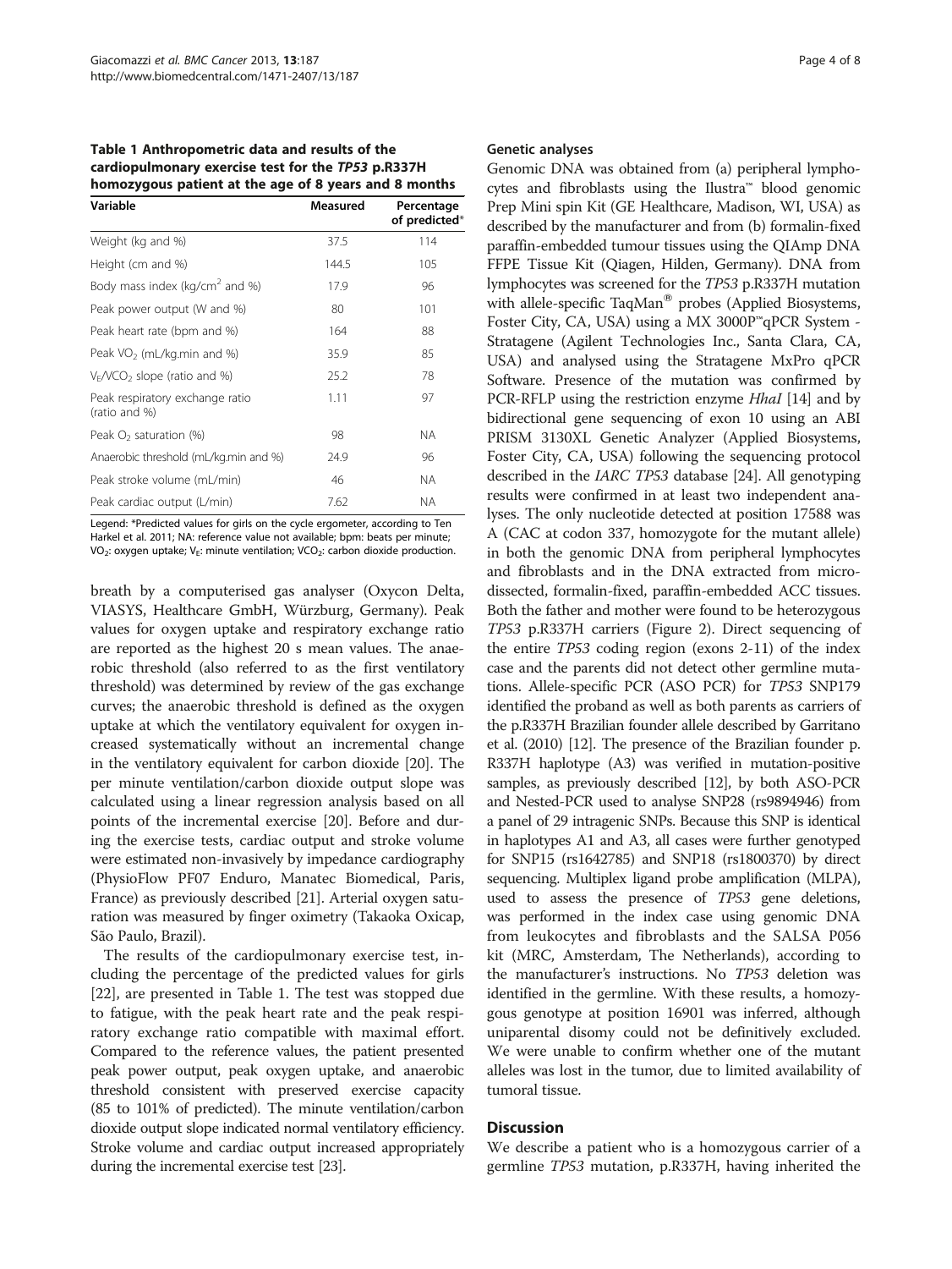**Table 1 Anthropometric data and results of the cardiopulmonary exercise test for the *TP53* p.R337H homozygous patient at the age of 8 years and 8 months**

| Variable | Measured | Percentage of predicted* |
|---|---|---|
| Weight (kg and %) | 37.5 | 114 |
| Height (cm and %) | 144.5 | 105 |
| Body mass index (kg/cm$^2$ and %) | 17.9 | 96 |
| Peak power output (W and %) | 80 | 101 |
| Peak heart rate (bpm and %) | 164 | 88 |
| Peak $VO_2$ (mL/kg.min and %) | 35.9 | 85 |
| $V_E/VCO_2$ slope (ratio and %) | 25.2 | 78 |
| Peak respiratory exchange ratio (ratio and %) | 1.11 | 97 |
| Peak $O_2$ saturation (%) | 98 | NA |
| Anaerobic threshold (mL/kg.min and %) | 24.9 | 96 |
| Peak stroke volume (mL/min) | 46 | NA |
| Peak cardiac output (L/min) | 7.62 | NA |

Legend: *Predicted values for girls on the cycle ergometer, according to Ten Harkel et al. 2011; NA: reference value not available; bpm: beats per minute; $VO_2$: oxygen uptake; $V_E$: minute ventilation; $VCO_2$: carbon dioxide production.

breath by a computerised gas analyser (Oxycon Delta, VIASYS, Healthcare GmbH, Würzburg, Germany). Peak values for oxygen uptake and respiratory exchange ratio are reported as the highest 20 s mean values. The anaerobic threshold (also referred to as the first ventilatory threshold) was determined by review of the gas exchange curves; the anaerobic threshold is defined as the oxygen uptake at which the ventilatory equivalent for oxygen increased systematically without an incremental change in the ventilatory equivalent for carbon dioxide [20]. The per minute ventilation/carbon dioxide output slope was calculated using a linear regression analysis based on all points of the incremental exercise [20]. Before and during the exercise tests, cardiac output and stroke volume were estimated non-invasively by impedance cardiography (PhysioFlow PF07 Enduro, Manatec Biomedical, Paris, France) as previously described [21]. Arterial oxygen saturation was measured by finger oximetry (Takaoka Oxicap, São Paulo, Brazil).

The results of the cardiopulmonary exercise test, including the percentage of the predicted values for girls [22], are presented in Table 1. The test was stopped due to fatigue, with the peak heart rate and the peak respiratory exchange ratio compatible with maximal effort. Compared to the reference values, the patient presented peak power output, peak oxygen uptake, and anaerobic threshold consistent with preserved exercise capacity (85 to 101% of predicted). The minute ventilation/carbon dioxide output slope indicated normal ventilatory efficiency. Stroke volume and cardiac output increased appropriately during the incremental exercise test [23].

### Genetic analyses

Genomic DNA was obtained from (a) peripheral lymphocytes and fibroblasts using the Ilustra™ blood genomic Prep Mini spin Kit (GE Healthcare, Madison, WI, USA) as described by the manufacturer and from (b) formalin-fixed paraffin-embedded tumour tissues using the QIAmp DNA FFPE Tissue Kit (Qiagen, Hilden, Germany). DNA from lymphocytes was screened for the *TP53* p.R337H mutation with allele-specific TaqMan® probes (Applied Biosystems, Foster City, CA, USA) using a MX 3000P™qPCR System - Stratagene (Agilent Technologies Inc., Santa Clara, CA, USA) and analysed using the Stratagene MxPro qPCR Software. Presence of the mutation was confirmed by PCR-RFLP using the restriction enzyme *HhaI* [14] and by bidirectional gene sequencing of exon 10 using an ABI PRISM 3130XL Genetic Analyzer (Applied Biosystems, Foster City, CA, USA) following the sequencing protocol described in the *IARC TP53* database [24]. All genotyping results were confirmed in at least two independent analyses. The only nucleotide detected at position 17588 was A (CAC at codon 337, homozygote for the mutant allele) in both the genomic DNA from peripheral lymphocytes and fibroblasts and in the DNA extracted from microdissected, formalin-fixed, paraffin-embedded ACC tissues. Both the father and mother were found to be heterozygous *TP53* p.R337H carriers (Figure 2). Direct sequencing of the entire *TP53* coding region (exons 2-11) of the index case and the parents did not detect other germline mutations. Allele-specific PCR (ASO PCR) for *TP53* SNP179 identified the proband as well as both parents as carriers of the p.R337H Brazilian founder allele described by Garritano et al. (2010) [12]. The presence of the Brazilian founder p. R337H haplotype (A3) was verified in mutation-positive samples, as previously described [12], by both ASO-PCR and Nested-PCR used to analyse SNP28 (rs9894946) from a panel of 29 intragenic SNPs. Because this SNP is identical in haplotypes A1 and A3, all cases were further genotyped for SNP15 (rs1642785) and SNP18 (rs1800370) by direct sequencing. Multiplex ligand probe amplification (MLPA), used to assess the presence of *TP53* gene deletions, was performed in the index case using genomic DNA from leukocytes and fibroblasts and the SALSA P056 kit (MRC, Amsterdam, The Netherlands), according to the manufacturer's instructions. No *TP53* deletion was identified in the germline. With these results, a homozygous genotype at position 16901 was inferred, although uniparental disomy could not be definitively excluded. We were unable to confirm whether one of the mutant alleles was lost in the tumor, due to limited availability of tumoral tissue.

## Discussion

We describe a patient who is a homozygous carrier of a germline *TP53* mutation, p.R337H, having inherited the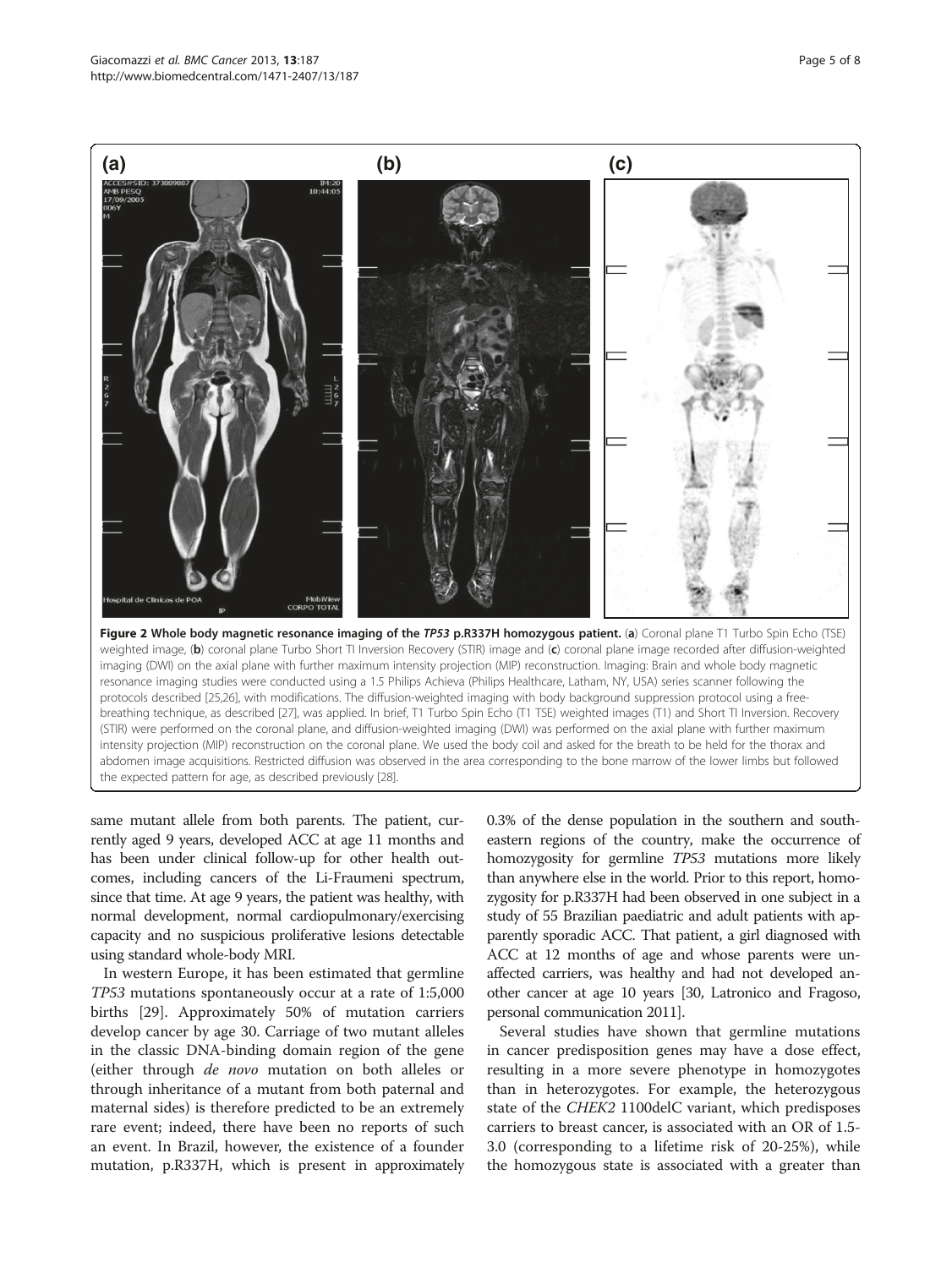**Figure 2 Whole body magnetic resonance imaging of the *TP53* p.R337H homozygous patient.** (**a**) Coronal plane T1 Turbo Spin Echo (TSE) weighted image, (**b**) coronal plane Turbo Short TI Inversion Recovery (STIR) image and (**c**) coronal plane image recorded after diffusion-weighted imaging (DWI) on the axial plane with further maximum intensity projection (MIP) reconstruction. Imaging: Brain and whole body magnetic resonance imaging studies were conducted using a 1.5 Philips Achieva (Philips Healthcare, Latham, NY, USA) series scanner following the protocols described [25,26], with modifications. The diffusion-weighted imaging with body background suppression protocol using a free-breathing technique, as described [27], was applied. In brief, T1 Turbo Spin Echo (T1 TSE) weighted images (T1) and Short TI Inversion. Recovery (STIR) were performed on the coronal plane, and diffusion-weighted imaging (DWI) was performed on the axial plane with further maximum intensity projection (MIP) reconstruction on the coronal plane. We used the body coil and asked for the breath to be held for the thorax and abdomen image acquisitions. Restricted diffusion was observed in the area corresponding to the bone marrow of the lower limbs but followed the expected pattern for age, as described previously [28].

same mutant allele from both parents. The patient, currently aged 9 years, developed ACC at age 11 months and has been under clinical follow-up for other health outcomes, including cancers of the Li-Fraumeni spectrum, since that time. At age 9 years, the patient was healthy, with normal development, normal cardiopulmonary/exercising capacity and no suspicious proliferative lesions detectable using standard whole-body MRI.

In western Europe, it has been estimated that germline *TP53* mutations spontaneously occur at a rate of 1:5,000 births [29]. Approximately 50% of mutation carriers develop cancer by age 30. Carriage of two mutant alleles in the classic DNA-binding domain region of the gene (either through *de novo* mutation on both alleles or through inheritance of a mutant from both paternal and maternal sides) is therefore predicted to be an extremely rare event; indeed, there have been no reports of such an event. In Brazil, however, the existence of a founder mutation, p.R337H, which is present in approximately 0.3% of the dense population in the southern and southeastern regions of the country, make the occurrence of homozygosity for germline *TP53* mutations more likely than anywhere else in the world. Prior to this report, homozygosity for p.R337H had been observed in one subject in a study of 55 Brazilian paediatric and adult patients with apparently sporadic ACC. That patient, a girl diagnosed with ACC at 12 months of age and whose parents were unaffected carriers, was healthy and had not developed another cancer at age 10 years [30, Latronico and Fragoso, personal communication 2011].

Several studies have shown that germline mutations in cancer predisposition genes may have a dose effect, resulting in a more severe phenotype in homozygotes than in heterozygotes. For example, the heterozygous state of the *CHEK2* 1100delC variant, which predisposes carriers to breast cancer, is associated with an OR of 1.5-3.0 (corresponding to a lifetime risk of 20-25%), while the homozygous state is associated with a greater than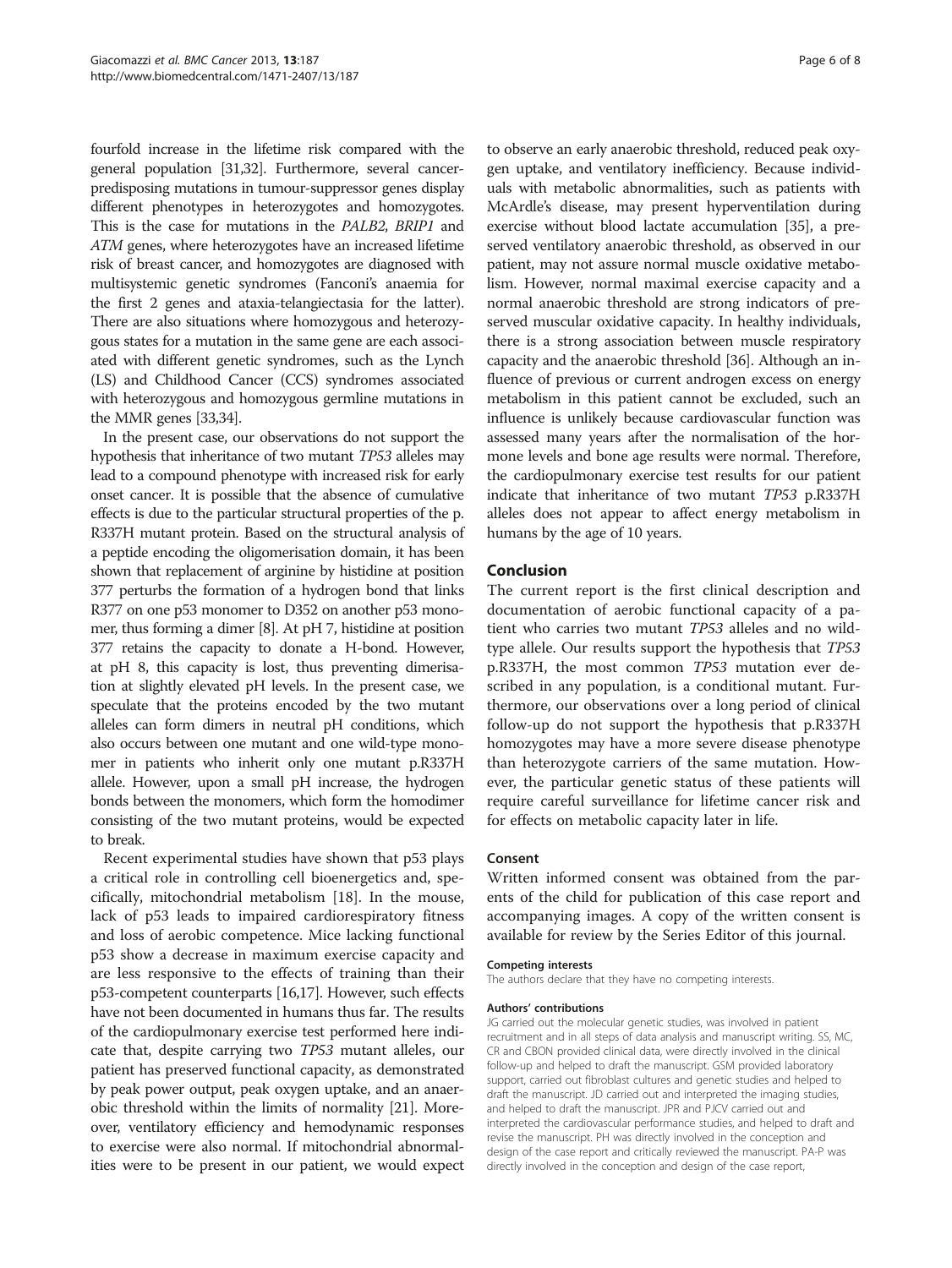fourfold increase in the lifetime risk compared with the general population [31,32]. Furthermore, several cancer-predisposing mutations in tumour-suppressor genes display different phenotypes in heterozygotes and homozygotes. This is the case for mutations in the *PALB2*, *BRIP1* and *ATM* genes, where heterozygotes have an increased lifetime risk of breast cancer, and homozygotes are diagnosed with multisystemic genetic syndromes (Fanconi's anaemia for the first 2 genes and ataxia-telangiectasia for the latter). There are also situations where homozygous and heterozygous states for a mutation in the same gene are each associated with different genetic syndromes, such as the Lynch (LS) and Childhood Cancer (CCS) syndromes associated with heterozygous and homozygous germline mutations in the MMR genes [33,34].

In the present case, our observations do not support the hypothesis that inheritance of two mutant *TP53* alleles may lead to a compound phenotype with increased risk for early onset cancer. It is possible that the absence of cumulative effects is due to the particular structural properties of the p. R337H mutant protein. Based on the structural analysis of a peptide encoding the oligomerisation domain, it has been shown that replacement of arginine by histidine at position 377 perturbs the formation of a hydrogen bond that links R377 on one p53 monomer to D352 on another p53 monomer, thus forming a dimer [8]. At pH 7, histidine at position 377 retains the capacity to donate a H-bond. However, at pH 8, this capacity is lost, thus preventing dimerisation at slightly elevated pH levels. In the present case, we speculate that the proteins encoded by the two mutant alleles can form dimers in neutral pH conditions, which also occurs between one mutant and one wild-type monomer in patients who inherit only one mutant p.R337H allele. However, upon a small pH increase, the hydrogen bonds between the monomers, which form the homodimer consisting of the two mutant proteins, would be expected to break.

Recent experimental studies have shown that p53 plays a critical role in controlling cell bioenergetics and, specifically, mitochondrial metabolism [18]. In the mouse, lack of p53 leads to impaired cardiorespiratory fitness and loss of aerobic competence. Mice lacking functional p53 show a decrease in maximum exercise capacity and are less responsive to the effects of training than their p53-competent counterparts [16,17]. However, such effects have not been documented in humans thus far. The results of the cardiopulmonary exercise test performed here indicate that, despite carrying two *TP53* mutant alleles, our patient has preserved functional capacity, as demonstrated by peak power output, peak oxygen uptake, and an anaerobic threshold within the limits of normality [21]. Moreover, ventilatory efficiency and hemodynamic responses to exercise were also normal. If mitochondrial abnormalities were to be present in our patient, we would expect to observe an early anaerobic threshold, reduced peak oxygen uptake, and ventilatory inefficiency. Because individuals with metabolic abnormalities, such as patients with McArdle's disease, may present hyperventilation during exercise without blood lactate accumulation [35], a preserved ventilatory anaerobic threshold, as observed in our patient, may not assure normal muscle oxidative metabolism. However, normal maximal exercise capacity and a normal anaerobic threshold are strong indicators of preserved muscular oxidative capacity. In healthy individuals, there is a strong association between muscle respiratory capacity and the anaerobic threshold [36]. Although an influence of previous or current androgen excess on energy metabolism in this patient cannot be excluded, such an influence is unlikely because cardiovascular function was assessed many years after the normalisation of the hormone levels and bone age results were normal. Therefore, the cardiopulmonary exercise test results for our patient indicate that inheritance of two mutant *TP53* p.R337H alleles does not appear to affect energy metabolism in humans by the age of 10 years.

## Conclusion

The current report is the first clinical description and documentation of aerobic functional capacity of a patient who carries two mutant *TP53* alleles and no wild-type allele. Our results support the hypothesis that *TP53* p.R337H, the most common *TP53* mutation ever described in any population, is a conditional mutant. Furthermore, our observations over a long period of clinical follow-up do not support the hypothesis that p.R337H homozygotes may have a more severe disease phenotype than heterozygote carriers of the same mutation. However, the particular genetic status of these patients will require careful surveillance for lifetime cancer risk and for effects on metabolic capacity later in life.

## Consent

Written informed consent was obtained from the parents of the child for publication of this case report and accompanying images. A copy of the written consent is available for review by the Series Editor of this journal.

#### Competing interests

The authors declare that they have no competing interests.

#### Authors' contributions

JG carried out the molecular genetic studies, was involved in patient recruitment and in all steps of data analysis and manuscript writing. SS, MC, CR and CBON provided clinical data, were directly involved in the clinical follow-up and helped to draft the manuscript. GSM provided laboratory support, carried out fibroblast cultures and genetic studies and helped to draft the manuscript. JD carried out and interpreted the imaging studies, and helped to draft the manuscript. JPR and PJCV carried out and interpreted the cardiovascular performance studies, and helped to draft and revise the manuscript. PH was directly involved in the conception and design of the case report and critically reviewed the manuscript. PA-P was directly involved in the conception and design of the case report,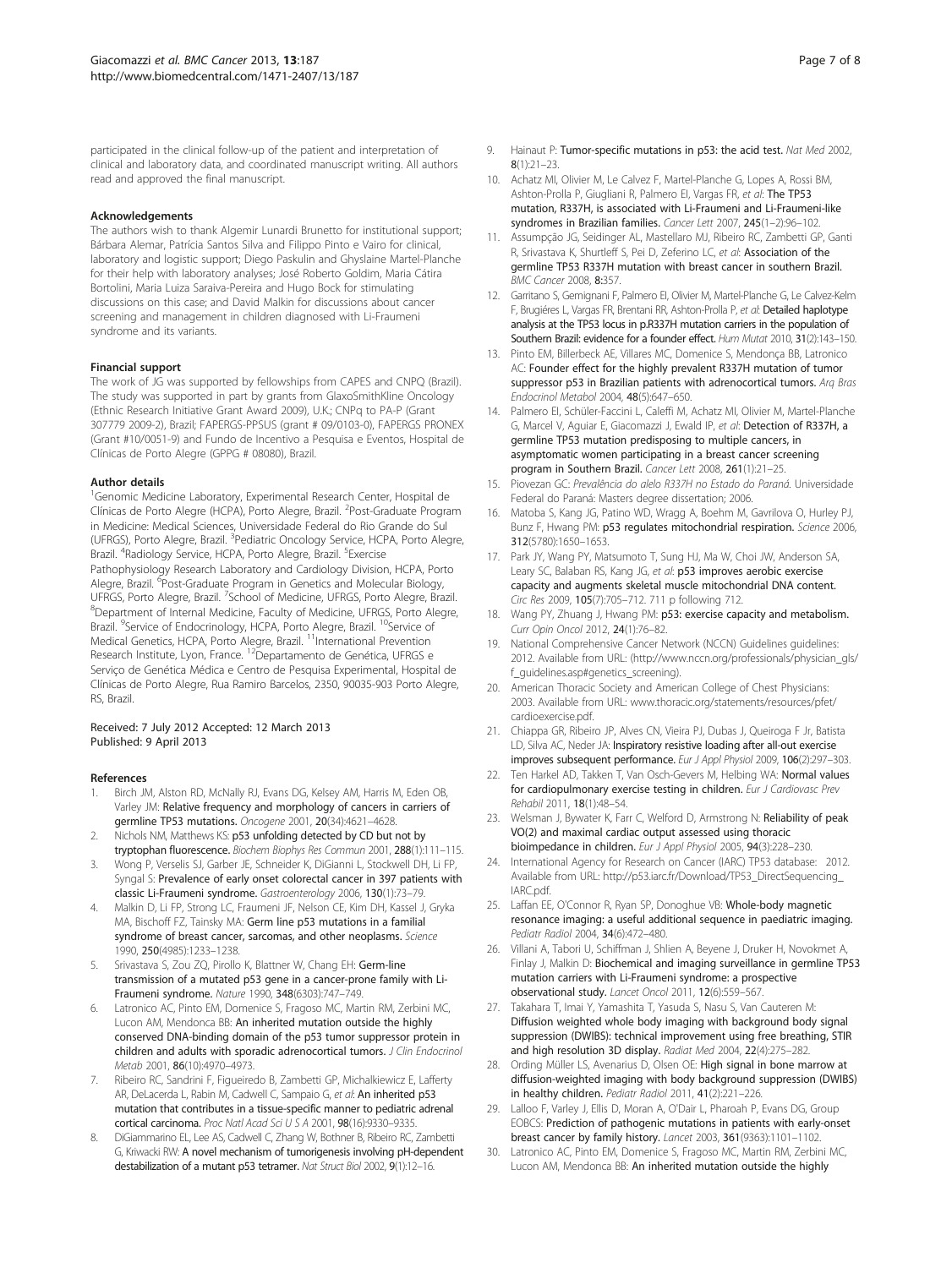participated in the clinical follow-up of the patient and interpretation of clinical and laboratory data, and coordinated manuscript writing. All authors read and approved the final manuscript.

#### Acknowledgements

The authors wish to thank Algemir Lunardi Brunetto for institutional support; Bárbara Alemar, Patrícia Santos Silva and Filippo Pinto e Vairo for clinical, laboratory and logistic support; Diego Paskulin and Ghyslaine Martel-Planche for their help with laboratory analyses; José Roberto Goldim, Maria Cátira Bortolini, Maria Luiza Saraiva-Pereira and Hugo Bock for stimulating discussions on this case; and David Malkin for discussions about cancer screening and management in children diagnosed with Li-Fraumeni syndrome and its variants.

#### Financial support

The work of JG was supported by fellowships from CAPES and CNPQ (Brazil). The study was supported in part by grants from GlaxoSmithKline Oncology (Ethnic Research Initiative Grant Award 2009), U.K.; CNPq to PA-P (Grant 307779 2009-2), Brazil; FAPERGS-PPSUS (grant # 09/0103-0), FAPERGS PRONEX (Grant #10/0051-9) and Fundo de Incentivo a Pesquisa e Eventos, Hospital de Clínicas de Porto Alegre (GPPG # 08080), Brazil.

#### Author details

[1]Genomic Medicine Laboratory, Experimental Research Center, Hospital de Clínicas de Porto Alegre (HCPA), Porto Alegre, Brazil. [2]Post-Graduate Program in Medicine: Medical Sciences, Universidade Federal do Rio Grande do Sul (UFRGS), Porto Alegre, Brazil. [3]Pediatric Oncology Service, HCPA, Porto Alegre, Brazil. [4]Radiology Service, HCPA, Porto Alegre, Brazil. [5]Exercise Pathophysiology Research Laboratory and Cardiology Division, HCPA, Porto Alegre, Brazil. [6]Post-Graduate Program in Genetics and Molecular Biology, UFRGS, Porto Alegre, Brazil. [7]School of Medicine, UFRGS, Porto Alegre, Brazil. [8]Department of Internal Medicine, Faculty of Medicine, UFRGS, Porto Alegre, Brazil. [9]Service of Endocrinology, HCPA, Porto Alegre, Brazil. [10]Service of Medical Genetics, HCPA, Porto Alegre, Brazil. [11]International Prevention Research Institute, Lyon, France. [12]Departamento de Genética, UFRGS e Serviço de Genética Médica e Centro de Pesquisa Experimental, Hospital de Clínicas de Porto Alegre, Rua Ramiro Barcelos, 2350, 90035-903 Porto Alegre, RS, Brazil.

Received: 7 July 2012 Accepted: 12 March 2013
Published: 9 April 2013

#### References

1. Birch JM, Alston RD, McNally RJ, Evans DG, Kelsey AM, Harris M, Eden OB, Varley JM: **Relative frequency and morphology of cancers in carriers of germline TP53 mutations.** *Oncogene* 2001, **20**(34):4621–4628.
2. Nichols NM, Matthews KS: **p53 unfolding detected by CD but not by tryptophan fluorescence.** *Biochem Biophys Res Commun* 2001, **288**(1):111–115.
3. Wong P, Verselis SJ, Garber JE, Schneider K, DiGianni L, Stockwell DH, Li FP, Syngal S: **Prevalence of early onset colorectal cancer in 397 patients with classic Li-Fraumeni syndrome.** *Gastroenterology* 2006, **130**(1):73–79.
4. Malkin D, Li FP, Strong LC, Fraumeni JF, Nelson CE, Kim DH, Kassel J, Gryka MA, Bischoff FZ, Tainsky MA: **Germ line p53 mutations in a familial syndrome of breast cancer, sarcomas, and other neoplasms.** *Science* 1990, **250**(4985):1233–1238.
5. Srivastava S, Zou ZQ, Pirollo K, Blattner W, Chang EH: **Germ-line transmission of a mutated p53 gene in a cancer-prone family with Li-Fraumeni syndrome.** *Nature* 1990, **348**(6303):747–749.
6. Latronico AC, Pinto EM, Domenice S, Fragoso MC, Martin RM, Zerbini MC, Lucon AM, Mendonca BB: **An inherited mutation outside the highly conserved DNA-binding domain of the p53 tumor suppressor protein in children and adults with sporadic adrenocortical tumors.** *J Clin Endocrinol Metab* 2001, **86**(10):4970–4973.
7. Ribeiro RC, Sandrini F, Figueiredo B, Zambetti GP, Michalkiewicz E, Lafferty AR, DeLacerda L, Rabin M, Cadwell C, Sampaio G, *et al*: **An inherited p53 mutation that contributes in a tissue-specific manner to pediatric adrenal cortical carcinoma.** *Proc Natl Acad Sci U S A* 2001, **98**(16):9330–9335.
8. DiGiammarino EL, Lee AS, Cadwell C, Zhang W, Bothner B, Ribeiro RC, Zambetti G, Kriwacki RW: **A novel mechanism of tumorigenesis involving pH-dependent destabilization of a mutant p53 tetramer.** *Nat Struct Biol* 2002, **9**(1):12–16.
9. Hainaut P: **Tumor-specific mutations in p53: the acid test.** *Nat Med* 2002, **8**(1):21–23.
10. Achatz MI, Olivier M, Le Calvez F, Martel-Planche G, Lopes A, Rossi BM, Ashton-Prolla P, Giugliani R, Palmero EI, Vargas FR, *et al*: **The TP53 mutation, R337H, is associated with Li-Fraumeni and Li-Fraumeni-like syndromes in Brazilian families.** *Cancer Lett* 2007, **245**(1–2):96–102.
11. Assumpção JG, Seidinger AL, Mastellaro MJ, Ribeiro RC, Zambetti GP, Ganti R, Srivastava K, Shurtleff S, Pei D, Zeferino LC, *et al*: **Association of the germline TP53 R337H mutation with breast cancer in southern Brazil.** *BMC Cancer* 2008, **8**:357.
12. Garritano S, Gemignani F, Palmero EI, Olivier M, Martel-Planche G, Le Calvez-Kelm F, Brugiéres L, Vargas FR, Brentani RR, Ashton-Prolla P, *et al*: **Detailed haplotype analysis at the TP53 locus in p.R337H mutation carriers in the population of Southern Brazil: evidence for a founder effect.** *Hum Mutat* 2010, **31**(2):143–150.
13. Pinto EM, Billerbeck AE, Villares MC, Domenice S, Mendonça BB, Latronico AC: **Founder effect for the highly prevalent R337H mutation of tumor suppressor p53 in Brazilian patients with adrenocortical tumors.** *Arq Bras Endocrinol Metabol* 2004, **48**(5):647–650.
14. Palmero EI, Schüler-Faccini L, Caleffi M, Achatz MI, Olivier M, Martel-Planche G, Marcel V, Aguiar E, Giacomazzi J, Ewald IP, *et al*: **Detection of R337H, a germline TP53 mutation predisposing to multiple cancers, in asymptomatic women participating in a breast cancer screening program in Southern Brazil.** *Cancer Lett* 2008, **261**(1):21–25.
15. Piovezan GC: *Prevalência do alelo R337H no Estado do Paraná.* Universidade Federal do Paraná: Masters degree dissertation; 2006.
16. Matoba S, Kang JG, Patino WD, Wragg A, Boehm M, Gavrilova O, Hurley PJ, Bunz F, Hwang PM: **p53 regulates mitochondrial respiration.** *Science* 2006, **312**(5780):1650–1653.
17. Park JY, Wang PY, Matsumoto T, Sung HJ, Ma W, Choi JW, Anderson SA, Leary SC, Balaban RS, Kang JG, *et al*: **p53 improves aerobic exercise capacity and augments skeletal muscle mitochondrial DNA content.** *Circ Res* 2009, **105**(7):705–712. 711 p following 712.
18. Wang PY, Zhuang J, Hwang PM: **p53: exercise capacity and metabolism.** *Curr Opin Oncol* 2012, **24**(1):76–82.
19. National Comprehensive Cancer Network (NCCN) Guidelines guidelines: 2012. Available from URL: (http://www.nccn.org/professionals/physician_gls/f_guidelines.asp#genetics_screening).
20. American Thoracic Society and American College of Chest Physicians: 2003. Available from URL: www.thoracic.org/statements/resources/pfet/cardioexercise.pdf.
21. Chiappa GR, Ribeiro JP, Alves CN, Vieira PJ, Dubas J, Queiroga F Jr, Batista LD, Silva AC, Neder JA: **Inspiratory resistive loading after all-out exercise improves subsequent performance.** *Eur J Appl Physiol* 2009, **106**(2):297–303.
22. Ten Harkel AD, Takken T, Van Osch-Gevers M, Helbing WA: **Normal values for cardiopulmonary exercise testing in children.** *Eur J Cardiovasc Prev Rehabil* 2011, **18**(1):48–54.
23. Welsman J, Bywater K, Farr C, Welford D, Armstrong N: **Reliability of peak VO(2) and maximal cardiac output assessed using thoracic bioimpedance in children.** *Eur J Appl Physiol* 2005, **94**(3):228–230.
24. International Agency for Research on Cancer (IARC) TP53 database: 2012. Available from URL: http://p53.iarc.fr/Download/TP53_DirectSequencing_IARC.pdf.
25. Laffan EE, O'Connor R, Ryan SP, Donoghue VB: **Whole-body magnetic resonance imaging: a useful additional sequence in paediatric imaging.** *Pediatr Radiol* 2004, **34**(6):472–480.
26. Villani A, Tabori U, Schiffman J, Shlien A, Beyene J, Druker H, Novokmet A, Finlay J, Malkin D: **Biochemical and imaging surveillance in germline TP53 mutation carriers with Li-Fraumeni syndrome: a prospective observational study.** *Lancet Oncol* 2011, **12**(6):559–567.
27. Takahara T, Imai Y, Yamashita T, Yasuda S, Nasu S, Van Cauteren M: **Diffusion weighted whole body imaging with background body signal suppression (DWIBS): technical improvement using free breathing, STIR and high resolution 3D display.** *Radiat Med* 2004, **22**(4):275–282.
28. Ording Müller LS, Avenarius D, Olsen OE: **High signal in bone marrow at diffusion-weighted imaging with body background suppression (DWIBS) in healthy children.** *Pediatr Radiol* 2011, **41**(2):221–226.
29. Lalloo F, Varley J, Ellis D, Moran A, O'Dair L, Pharoah P, Evans DG, Group EOBCS: **Prediction of pathogenic mutations in patients with early-onset breast cancer by family history.** *Lancet* 2003, **361**(9363):1101–1102.
30. Latronico AC, Pinto EM, Domenice S, Fragoso MC, Martin RM, Zerbini MC, Lucon AM, Mendonca BB: **An inherited mutation outside the highly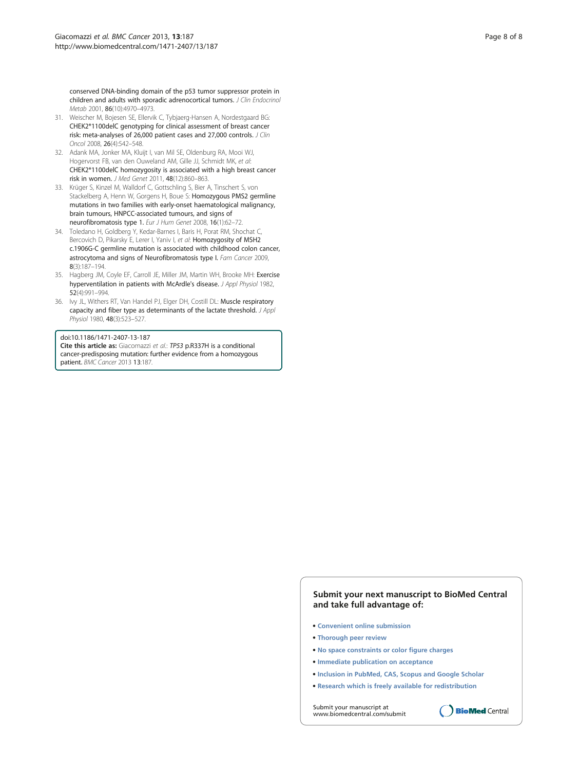conserved DNA-binding domain of the p53 tumor suppressor protein in children and adults with sporadic adrenocortical tumors. *J Clin Endocrinol Metab* 2001, **86**(10):4970–4973.

31. Weischer M, Bojesen SE, Ellervik C, Tybjaerg-Hansen A, Nordestgaard BG: **CHEK2*1100delC genotyping for clinical assessment of breast cancer risk: meta-analyses of 26,000 patient cases and 27,000 controls.** *J Clin Oncol* 2008, **26**(4):542–548.
32. Adank MA, Jonker MA, Kluijt I, van Mil SE, Oldenburg RA, Mooi WJ, Hogervorst FB, van den Ouweland AM, Gille JJ, Schmidt MK, *et al*: **CHEK2*1100delC homozygosity is associated with a high breast cancer risk in women.** *J Med Genet* 2011, **48**(12):860–863.
33. Krüger S, Kinzel M, Walldorf C, Gottschling S, Bier A, Tinschert S, von Stackelberg A, Henn W, Gorgens H, Boue S: **Homozygous PMS2 germline mutations in two families with early-onset haematological malignancy, brain tumours, HNPCC-associated tumours, and signs of neurofibromatosis type 1.** *Eur J Hum Genet* 2008, **16**(1):62–72.
34. Toledano H, Goldberg Y, Kedar-Barnes I, Baris H, Porat RM, Shochat C, Bercovich D, Pikarsky E, Lerer I, Yaniv I, *et al*: **Homozygosity of MSH2 c.1906G-C germline mutation is associated with childhood colon cancer, astrocytoma and signs of Neurofibromatosis type I.** *Fam Cancer* 2009, **8**(3):187–194.
35. Hagberg JM, Coyle EF, Carroll JE, Miller JM, Martin WH, Brooke MH: **Exercise hyperventilation in patients with McArdle's disease.** *J Appl Physiol* 1982, **52**(4):991–994.
36. Ivy JL, Withers RT, Van Handel PJ, Elger DH, Costill DL: **Muscle respiratory capacity and fiber type as determinants of the lactate threshold.** *J Appl Physiol* 1980, **48**(3):523–527.

doi:10.1186/1471-2407-13-187
**Cite this article as:** Giacomazzi *et al.*: *TP53* **p.R337H is a conditional cancer-predisposing mutation: further evidence from a homozygous patient.** *BMC Cancer* 2013 **13**:187.